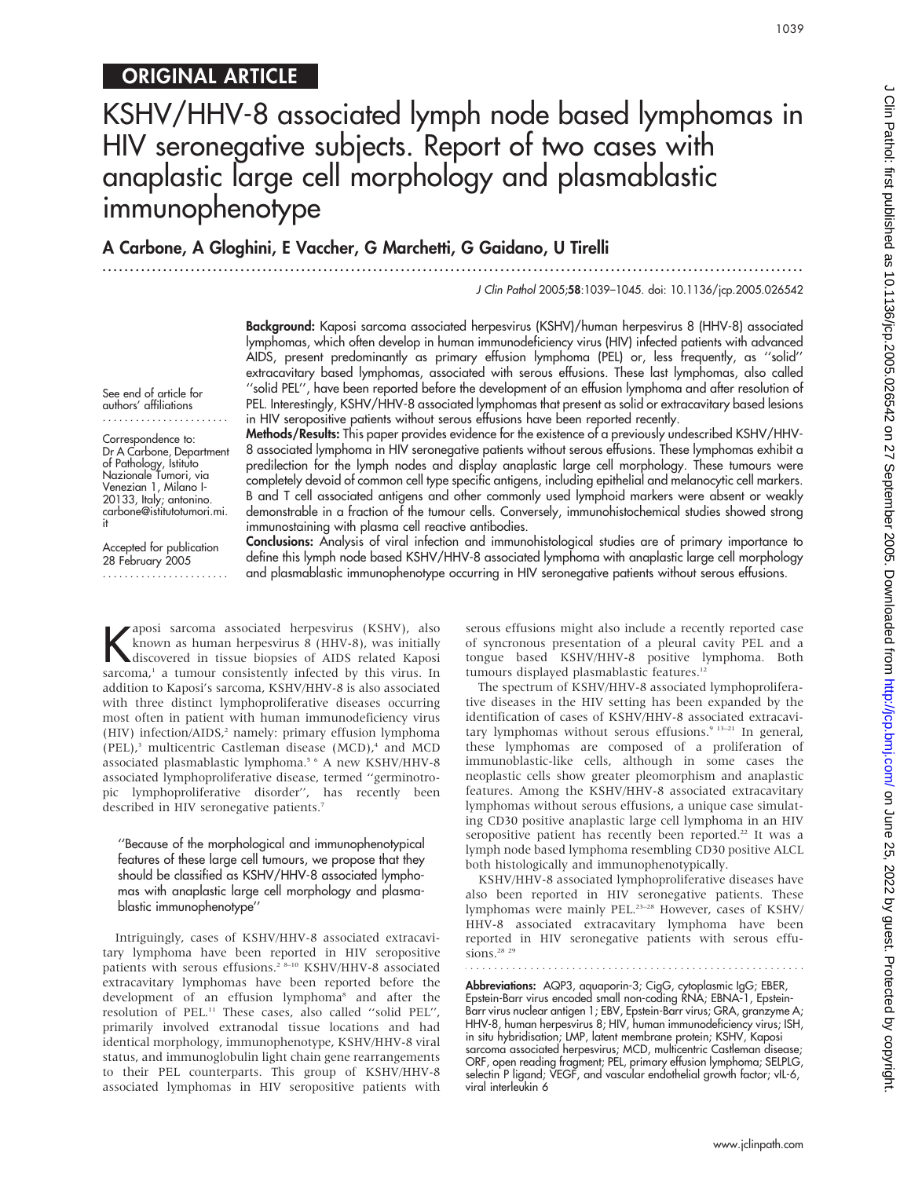ORIGINAL ARTICLE

# KSHV/HHV-8 associated lymph node based lymphomas in HIV seronegative subjects. Report of two cases with anaplastic large cell morphology and plasmablastic immunophenotype

**A Carbone, A Gloghini, E Vaccher, G Marchetti, G Gaidano, U Tirelli**

See end of article for authors' affiliations

Correspondence to: Dr A Carbone, Department of Pathology, Istituto Nazionale Tumori, via Venezian 1, Milano I-20133, Italy; antonino.carbone@istitutotumori.mi.it

Accepted for publication 28 February 2005

**Background:** Kaposi sarcoma associated herpesvirus (KSHV)/human herpesvirus 8 (HHV-8) associated lymphomas, which often develop in human immunodeficiency virus (HIV) infected patients with advanced AIDS, present predominantly as primary effusion lymphoma (PEL) or, less frequently, as ''solid'' extracavitary based lymphomas, associated with serous effusions. These last lymphomas, also called ''solid PEL'', have been reported before the development of an effusion lymphoma and after resolution of PEL. Interestingly, KSHV/HHV-8 associated lymphomas that present as solid or extracavitary based lesions in HIV seropositive patients without serous effusions have been reported recently.

**Methods/Results:** This paper provides evidence for the existence of a previously undescribed KSHV/HHV-8 associated lymphoma in HIV seronegative patients without serous effusions. These lymphomas exhibit a predilection for the lymph nodes and display anaplastic large cell morphology. These tumours were completely devoid of common cell type specific antigens, including epithelial and melanocytic cell markers. B and T cell associated antigens and other commonly used lymphoid markers were absent or weakly demonstrable in a fraction of the tumour cells. Conversely, immunohistochemical studies showed strong immunostaining with plasma cell reactive antibodies.

**Conclusions:** Analysis of viral infection and immunohistological studies are of primary importance to define this lymph node based KSHV/HHV-8 associated lymphoma with anaplastic large cell morphology and plasmablastic immunophenotype occurring in HIV seronegative patients without serous effusions.

Kaposi sarcoma associated herpesvirus (KSHV), also known as human herpesvirus 8 (HHV-8), was initially discovered in tissue biopsies of AIDS related Kaposi sarcoma,[1] a tumour consistently infected by this virus. In addition to Kaposi's sarcoma, KSHV/HHV-8 is also associated with three distinct lymphoproliferative diseases occurring most often in patient with human immunodeficiency virus (HIV) infection/AIDS,[2] namely: primary effusion lymphoma (PEL),[3] multicentric Castleman disease (MCD),[4] and MCD associated plasmablastic lymphoma.[5 6] A new KSHV/HHV-8 associated lymphoproliferative disease, termed ''germinotropic lymphoproliferative disorder'', has recently been described in HIV seronegative patients.[7]

> ''Because of the morphological and immunophenotypical features of these large cell tumours, we propose that they should be classified as KSHV/HHV-8 associated lymphomas with anaplastic large cell morphology and plasmablastic immunophenotype''

Intriguingly, cases of KSHV/HHV-8 associated extracavitary lymphoma have been reported in HIV seropositive patients with serous effusions.[2 8–10] KSHV/HHV-8 associated extracavitary lymphomas have been reported before the development of an effusion lymphoma[8] and after the resolution of PEL.[11] These cases, also called ''solid PEL'', primarily involved extranodal tissue locations and had identical morphology, immunophenotype, KSHV/HHV-8 viral status, and immunoglobulin light chain gene rearrangements to their PEL counterparts. This group of KSHV/HHV-8 associated lymphomas in HIV seropositive patients with serous effusions might also include a recently reported case of syncronous presentation of a pleural cavity PEL and a tongue based KSHV/HHV-8 positive lymphoma. Both tumours displayed plasmablastic features.[12]

The spectrum of KSHV/HHV-8 associated lymphoproliferative diseases in the HIV setting has been expanded by the identification of cases of KSHV/HHV-8 associated extracavitary lymphomas without serous effusions.[9 13–21] In general, these lymphomas are composed of a proliferation of immunoblastic-like cells, although in some cases the neoplastic cells show greater pleomorphism and anaplastic features. Among the KSHV/HHV-8 associated extracavitary lymphomas without serous effusions, a unique case simulating CD30 positive anaplastic large cell lymphoma in an HIV seropositive patient has recently been reported.[22] It was a lymph node based lymphoma resembling CD30 positive ALCL both histologically and immunophenotypically.

KSHV/HHV-8 associated lymphoproliferative diseases have also been reported in HIV seronegative patients. These lymphomas were mainly PEL.[23–28] However, cases of KSHV/HHV-8 associated extracavitary lymphoma have been reported in HIV seronegative patients with serous effusions.[28 29]

**Abbreviations:** AQP3, aquaporin-3; CigG, cytoplasmic IgG; EBER, Epstein-Barr virus encoded small non-coding RNA; EBNA-1, Epstein-Barr virus nuclear antigen 1; EBV, Epstein-Barr virus; GRA, granzyme A; HHV-8, human herpesvirus 8; HIV, human immunodeficiency virus; ISH, in situ hybridisation; LMP, latent membrane protein; KSHV, Kaposi sarcoma associated herpesvirus; MCD, multicentric Castleman disease; ORF, open reading fragment; PEL, primary effusion lymphoma; SELPLG, selectin P ligand; VEGF, and vascular endothelial growth factor; vIL-6, viral interleukin 6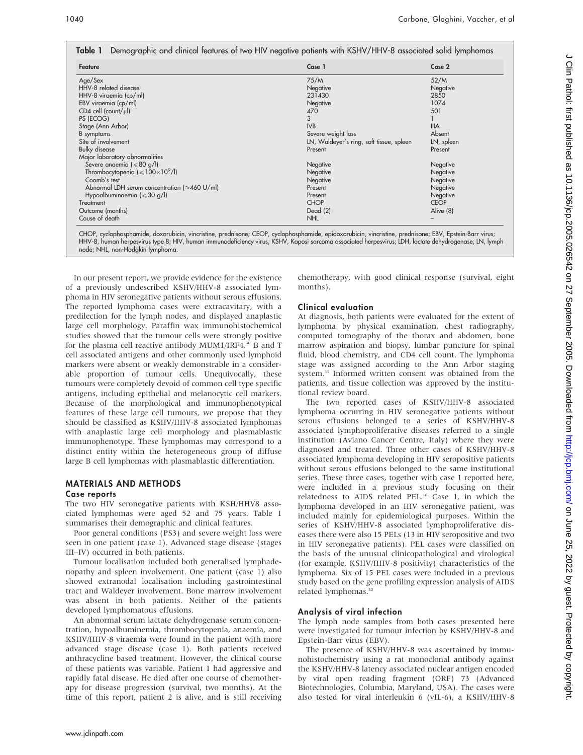**Table 1** Demographic and clinical features of two HIV negative patients with KSHV/HHV-8 associated solid lymphomas

| Feature | Case 1 | Case 2 |
|---|---|---|
| Age/Sex | 75/M | 52/M |
| HHV-8 related disease | Negative | Negative |
| HHV-8 viraemia (cp/ml) | 231430 | 2850 |
| EBV viraemia (cp/ml) | Negative | 1074 |
| CD4 cell (count/μl) | 470 | 501 |
| PS (ECOG) | 3 | 1 |
| Stage (Ann Arbor) | IVB | IIIA |
| B symptoms | Severe weight loss | Absent |
| Site of involvement | LN, Waldeyer's ring, soft tissue, spleen | LN, spleen |
| Bulky disease | Present | Present |
| Major laboratory abnormalities | | |
| Severe anaemia ($\leqslant$80 g/l) | Negative | Negative |
| Thrombocytopenia ($\leqslant 100\times10^9$/l) | Negative | Negative |
| Coomb's test | Negative | Negative |
| Abnormal LDH serum concentration ($\geqslant$460 U/ml) | Present | Negative |
| Hypoalbuminaemia ($\leqslant$30 g/l) | Present | Negative |
| Treatment | CHOP | CEOP |
| Outcome (months) | Dead (2) | Alive (8) |
| Cause of death | NHL | – |

CHOP, cyclophosphamide, doxorubicin, vincristine, prednisone; CEOP, cyclophosphamide, epidoxorubicin, vincristine, prednisone; EBV, Epstein-Barr virus; HHV-8, human herpesvirus type 8; HIV, human immunodeficiency virus; KSHV, Kaposi sarcoma associated herpesvirus; LDH, lactate dehydrogenase; LN, lymph node; NHL, non-Hodgkin lymphoma.

In our present report, we provide evidence for the existence of a previously undescribed KSHV/HHV-8 associated lymphoma in HIV seronegative patients without serous effusions. The reported lymphoma cases were extracavitary, with a predilection for the lymph nodes, and displayed anaplastic large cell morphology. Paraffin wax immunohistochemical studies showed that the tumour cells were strongly positive for the plasma cell reactive antibody MUM1/IRF4.[30] B and T cell associated antigens and other commonly used lymphoid markers were absent or weakly demonstrable in a considerable proportion of tumour cells. Unequivocally, these tumours were completely devoid of common cell type specific antigens, including epithelial and melanocytic cell markers. Because of the morphological and immunophenotypical features of these large cell tumours, we propose that they should be classified as KSHV/HHV-8 associated lymphomas with anaplastic large cell morphology and plasmablastic immunophenotype. These lymphomas may correspond to a distinct entity within the heterogeneous group of diffuse large B cell lymphomas with plasmablastic differentiation.

## MATERIALS AND METHODS

### Case reports

The two HIV seronegative patients with KSH/HHV8 associated lymphomas were aged 52 and 75 years. Table 1 summarises their demographic and clinical features.

Poor general conditions (PS3) and severe weight loss were seen in one patient (case 1). Advanced stage disease (stages III–IV) occurred in both patients.

Tumour localisation included both generalised lymphadenopathy and spleen involvement. One patient (case 1) also showed extranodal localisation including gastrointestinal tract and Waldeyer involvement. Bone marrow involvement was absent in both patients. Neither of the patients developed lymphomatous effusions.

An abnormal serum lactate dehydrogenase serum concentration, hypoalbuminemia, thrombocytopenia, anaemia, and KSHV/HHV-8 viraemia were found in the patient with more advanced stage disease (case 1). Both patients received anthracycline based treatment. However, the clinical course of these patients was variable. Patient 1 had aggressive and rapidly fatal disease. He died after one course of chemotherapy for disease progression (survival, two months). At the time of this report, patient 2 is alive, and is still receiving chemotherapy, with good clinical response (survival, eight months).

### Clinical evaluation

At diagnosis, both patients were evaluated for the extent of lymphoma by physical examination, chest radiography, computed tomography of the thorax and abdomen, bone marrow aspiration and biopsy, lumbar puncture for spinal fluid, blood chemistry, and CD4 cell count. The lymphoma stage was assigned according to the Ann Arbor staging system.[31] Informed written consent was obtained from the patients, and tissue collection was approved by the institutional review board.

The two reported cases of KSHV/HHV-8 associated lymphoma occurring in HIV seronegative patients without serous effusions belonged to a series of KSHV/HHV-8 associated lymphoproliferative diseases referred to a single institution (Aviano Cancer Centre, Italy) where they were diagnosed and treated. Three other cases of KSHV/HHV-8 associated lymphoma developing in HIV seropositive patients without serous effusions belonged to the same institutional series. These three cases, together with case 1 reported here, were included in a previous study focusing on their relatedness to AIDS related PEL.[16] Case 1, in which the lymphoma developed in an HIV seronegative patient, was included mainly for epidemiological purposes. Within the series of KSHV/HHV-8 associated lymphoproliferative diseases there were also 15 PELs (13 in HIV seropositive and two in HIV seronegative patients). PEL cases were classified on the basis of the unusual clinicopathological and virological (for example, KSHV/HHV-8 positivity) characteristics of the lymphoma. Six of 15 PEL cases were included in a previous study based on the gene profiling expression analysis of AIDS related lymphomas.[32]

### Analysis of viral infection

The lymph node samples from both cases presented here were investigated for tumour infection by KSHV/HHV-8 and Epstein-Barr virus (EBV).

The presence of KSHV/HHV-8 was ascertained by immunohistochemistry using a rat monoclonal antibody against the KSHV/HHV-8 latency associated nuclear antigen encoded by viral open reading fragment (ORF) 73 (Advanced Biotechnologies, Columbia, Maryland, USA). The cases were also tested for viral interleukin 6 (vIL-6), a KSHV/HHV-8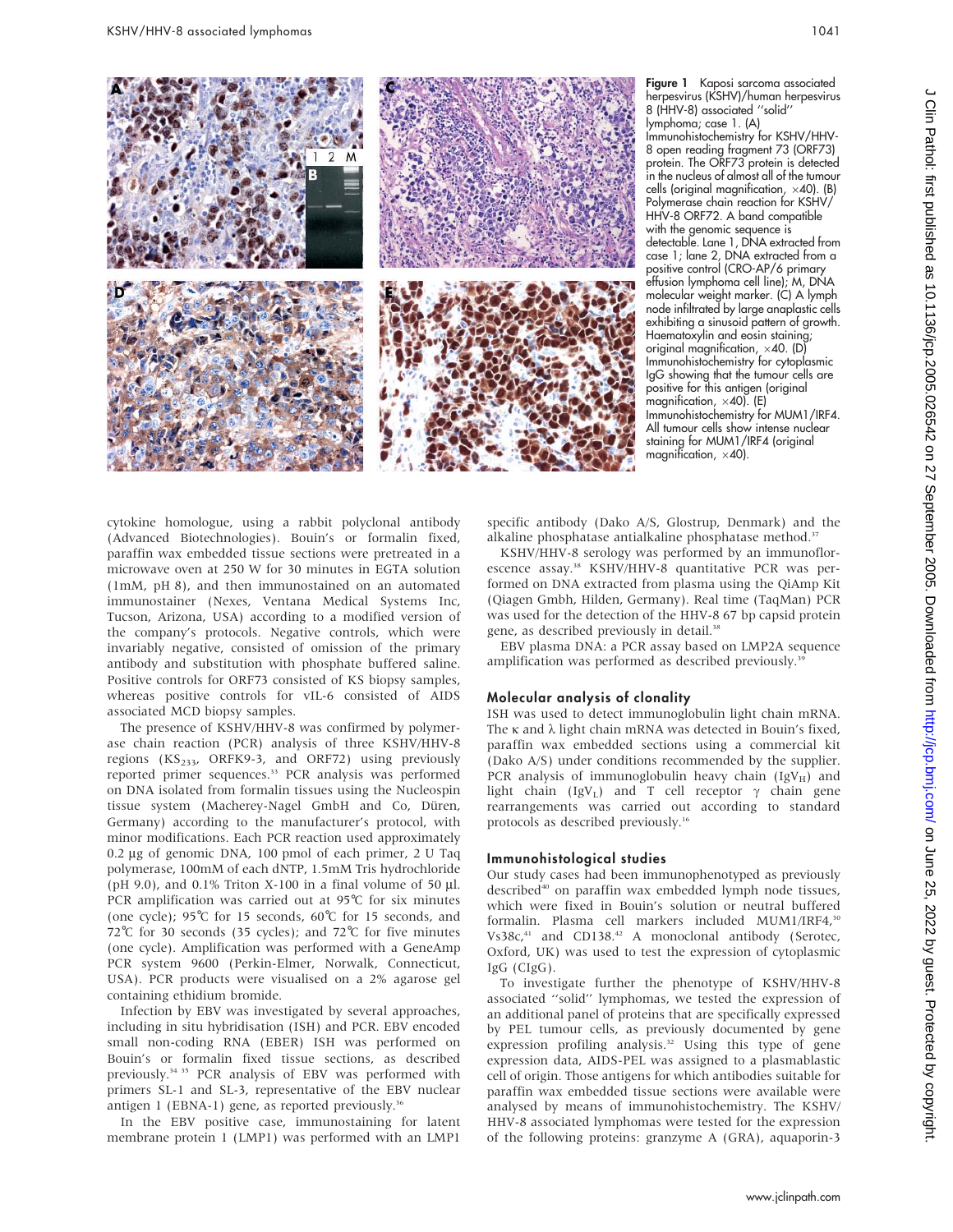Figure 1 Kaposi sarcoma associated herpesvirus (KSHV)/human herpesvirus 8 (HHV-8) associated "solid" lymphoma; case 1. (A) Immunohistochemistry for KSHV/HHV-8 open reading fragment 73 (ORF73) protein. The ORF73 protein is detected in the nucleus of almost all of the tumour cells (original magnification, ×40). (B) Polymerase chain reaction for KSHV/HHV-8 ORF72. A band compatible with the genomic sequence is detectable. Lane 1, DNA extracted from case 1; lane 2, DNA extracted from a positive control (CRO-AP/6 primary effusion lymphoma cell line); M, DNA molecular weight marker. (C) A lymph node infiltrated by large anaplastic cells exhibiting a sinusoid pattern of growth. Haematoxylin and eosin staining; original magnification, ×40. (D) Immunohistochemistry for cytoplasmic IgG showing that the tumour cells are positive for this antigen (original magnification, ×40). (E) Immunohistochemistry for MUM1/IRF4. All tumour cells show intense nuclear staining for MUM1/IRF4 (original magnification, ×40).

cytokine homologue, using a rabbit polyclonal antibody (Advanced Biotechnologies). Bouin's or formalin fixed, paraffin wax embedded tissue sections were pretreated in a microwave oven at 250 W for 30 minutes in EGTA solution (1mM, pH 8), and then immunostained on an automated immunostainer (Nexes, Ventana Medical Systems Inc, Tucson, Arizona, USA) according to a modified version of the company's protocols. Negative controls, which were invariably negative, consisted of omission of the primary antibody and substitution with phosphate buffered saline. Positive controls for ORF73 consisted of KS biopsy samples, whereas positive controls for vIL-6 consisted of AIDS associated MCD biopsy samples.

The presence of KSHV/HHV-8 was confirmed by polymerase chain reaction (PCR) analysis of three KSHV/HHV-8 regions ($KS_{233}$, ORFK9-3, and ORF72) using previously reported primer sequences.[33] PCR analysis was performed on DNA isolated from formalin tissues using the Nucleospin tissue system (Macherey-Nagel GmbH and Co, Düren, Germany) according to the manufacturer's protocol, with minor modifications. Each PCR reaction used approximately 0.2 µg of genomic DNA, 100 pmol of each primer, 2 U Taq polymerase, 100mM of each dNTP, 1.5mM Tris hydrochloride (pH 9.0), and 0.1% Triton X-100 in a final volume of 50 µl. PCR amplification was carried out at 95℃ for six minutes (one cycle); 95℃ for 15 seconds, 60℃ for 15 seconds, and 72℃ for 30 seconds (35 cycles); and 72℃ for five minutes (one cycle). Amplification was performed with a GeneAmp PCR system 9600 (Perkin-Elmer, Norwalk, Connecticut, USA). PCR products were visualised on a 2% agarose gel containing ethidium bromide.

Infection by EBV was investigated by several approaches, including in situ hybridisation (ISH) and PCR. EBV encoded small non-coding RNA (EBER) ISH was performed on Bouin's or formalin fixed tissue sections, as described previously.[34,35] PCR analysis of EBV was performed with primers SL-1 and SL-3, representative of the EBV nuclear antigen 1 (EBNA-1) gene, as reported previously.[36]

In the EBV positive case, immunostaining for latent membrane protein 1 (LMP1) was performed with an LMP1 specific antibody (Dako A/S, Glostrup, Denmark) and the alkaline phosphatase antialkaline phosphatase method.[37]

KSHV/HHV-8 serology was performed by an immunoflorescence assay.[38] KSHV/HHV-8 quantitative PCR was performed on DNA extracted from plasma using the QiAmp Kit (Qiagen Gmbh, Hilden, Germany). Real time (TaqMan) PCR was used for the detection of the HHV-8 67 bp capsid protein gene, as described previously in detail.[38]

EBV plasma DNA: a PCR assay based on LMP2A sequence amplification was performed as described previously.[39]

## Molecular analysis of clonality

ISH was used to detect immunoglobulin light chain mRNA. The κ and λ light chain mRNA was detected in Bouin's fixed, paraffin wax embedded sections using a commercial kit (Dako A/S) under conditions recommended by the supplier. PCR analysis of immunoglobulin heavy chain ($IgV_H$) and light chain ($IgV_L$) and T cell receptor γ chain gene rearrangements was carried out according to standard protocols as described previously.[16]

## Immunohistological studies

Our study cases had been immunophenotyped as previously described[40] on paraffin wax embedded lymph node tissues, which were fixed in Bouin's solution or neutral buffered formalin. Plasma cell markers included MUM1/IRF4,[30] Vs38c,[41] and CD138.[42] A monoclonal antibody (Serotec, Oxford, UK) was used to test the expression of cytoplasmic IgG (CIgG).

To investigate further the phenotype of KSHV/HHV-8 associated "solid" lymphomas, we tested the expression of an additional panel of proteins that are specifically expressed by PEL tumour cells, as previously documented by gene expression profiling analysis.[32] Using this type of gene expression data, AIDS-PEL was assigned to a plasmablastic cell of origin. Those antigens for which antibodies suitable for paraffin wax embedded tissue sections were available were analysed by means of immunohistochemistry. The KSHV/HHV-8 associated lymphomas were tested for the expression of the following proteins: granzyme A (GRA), aquaporin-3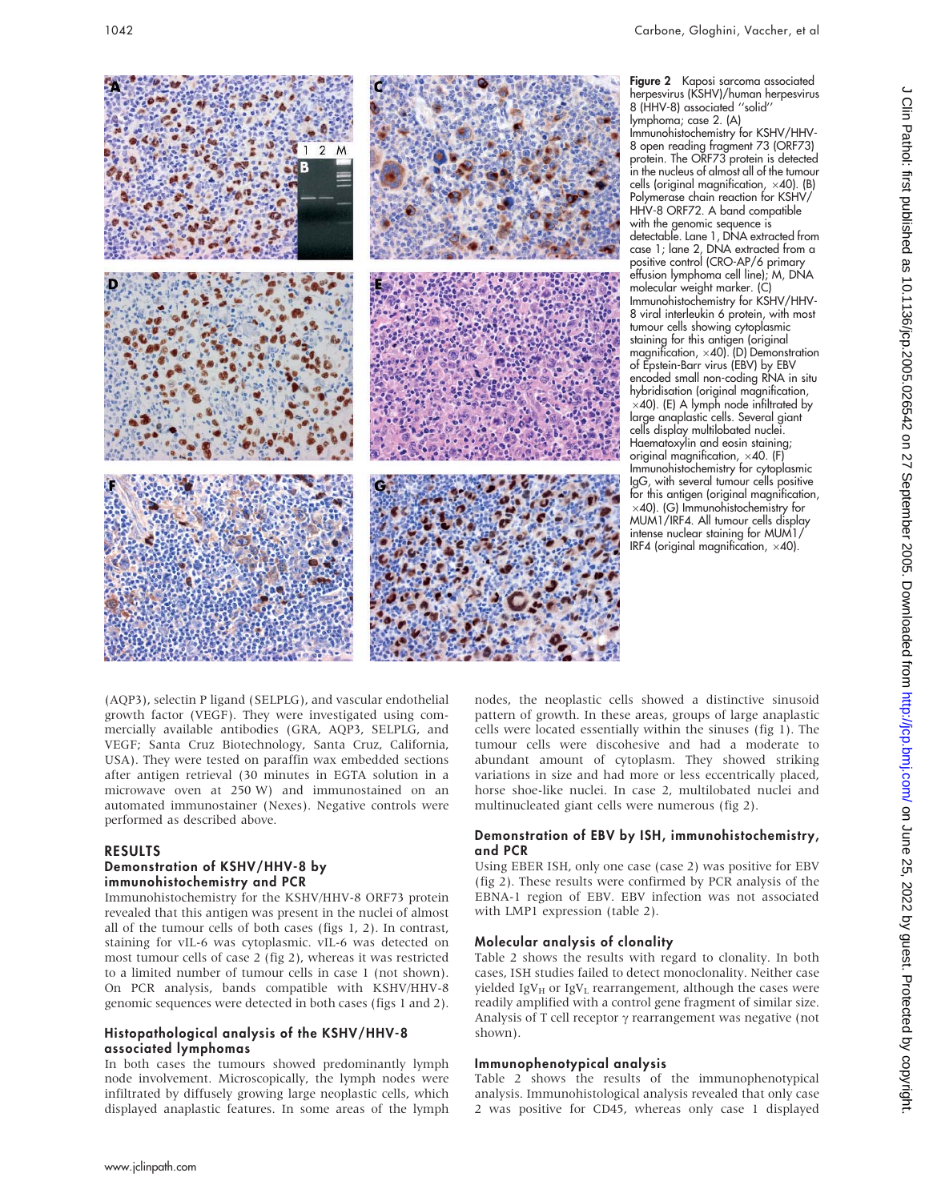Figure 2 Kaposi sarcoma associated herpesvirus (KSHV)/human herpesvirus 8 (HHV-8) associated "solid" lymphoma; case 2. (A) Immunohistochemistry for KSHV/HHV-8 open reading fragment 73 (ORF73) protein. The ORF73 protein is detected in the nucleus of almost all of the tumour cells (original magnification, ×40). (B) Polymerase chain reaction for KSHV/HHV-8 ORF72. A band compatible with the genomic sequence is detectable. Lane 1, DNA extracted from case 1; lane 2, DNA extracted from a positive control (CRO-AP/6 primary effusion lymphoma cell line); M, DNA molecular weight marker. (C) Immunohistochemistry for KSHV/HHV-8 viral interleukin 6 protein, with most tumour cells showing cytoplasmic staining for this antigen (original magnification, ×40). (D) Demonstration of Epstein-Barr virus (EBV) by EBV encoded small non-coding RNA in situ hybridisation (original magnification, ×40). (E) A lymph node infiltrated by large anaplastic cells. Several giant cells display multilobated nuclei. Haematoxylin and eosin staining; original magnification, ×40. (F) Immunohistochemistry for cytoplasmic IgG, with several tumour cells positive for this antigen (original magnification, ×40). (G) Immunohistochemistry for MUM1/IRF4. All tumour cells display intense nuclear staining for MUM1/IRF4 (original magnification, ×40).

(AQP3), selectin P ligand (SELPLG), and vascular endothelial growth factor (VEGF). They were investigated using commercially available antibodies (GRA, AQP3, SELPLG, and VEGF; Santa Cruz Biotechnology, Santa Cruz, California, USA). They were tested on paraffin wax embedded sections after antigen retrieval (30 minutes in EGTA solution in a microwave oven at 250 W) and immunostained on an automated immunostainer (Nexes). Negative controls were performed as described above.

## RESULTS

### Demonstration of KSHV/HHV-8 by immunohistochemistry and PCR

Immunohistochemistry for the KSHV/HHV-8 ORF73 protein revealed that this antigen was present in the nuclei of almost all of the tumour cells of both cases (figs 1, 2). In contrast, staining for vIL-6 was cytoplasmic. vIL-6 was detected on most tumour cells of case 2 (fig 2), whereas it was restricted to a limited number of tumour cells in case 1 (not shown). On PCR analysis, bands compatible with KSHV/HHV-8 genomic sequences were detected in both cases (figs 1 and 2).

### Histopathological analysis of the KSHV/HHV-8 associated lymphomas

In both cases the tumours showed predominantly lymph node involvement. Microscopically, the lymph nodes were infiltrated by diffusely growing large neoplastic cells, which displayed anaplastic features. In some areas of the lymph nodes, the neoplastic cells showed a distinctive sinusoid pattern of growth. In these areas, groups of large anaplastic cells were located essentially within the sinuses (fig 1). The tumour cells were discohesive and had a moderate to abundant amount of cytoplasm. They showed striking variations in size and had more or less eccentrically placed, horse shoe-like nuclei. In case 2, multilobated nuclei and multinucleated giant cells were numerous (fig 2).

### Demonstration of EBV by ISH, immunohistochemistry, and PCR

Using EBER ISH, only one case (case 2) was positive for EBV (fig 2). These results were confirmed by PCR analysis of the EBNA-1 region of EBV. EBV infection was not associated with LMP1 expression (table 2).

### Molecular analysis of clonality

Table 2 shows the results with regard to clonality. In both cases, ISH studies failed to detect monoclonality. Neither case yielded $IgV_H$ or $IgV_L$ rearrangement, although the cases were readily amplified with a control gene fragment of similar size. Analysis of T cell receptor $\gamma$ rearrangement was negative (not shown).

### Immunophenotypical analysis

Table 2 shows the results of the immunophenotypical analysis. Immunohistochemical analysis revealed that only case 2 was positive for CD45, whereas only case 1 displayed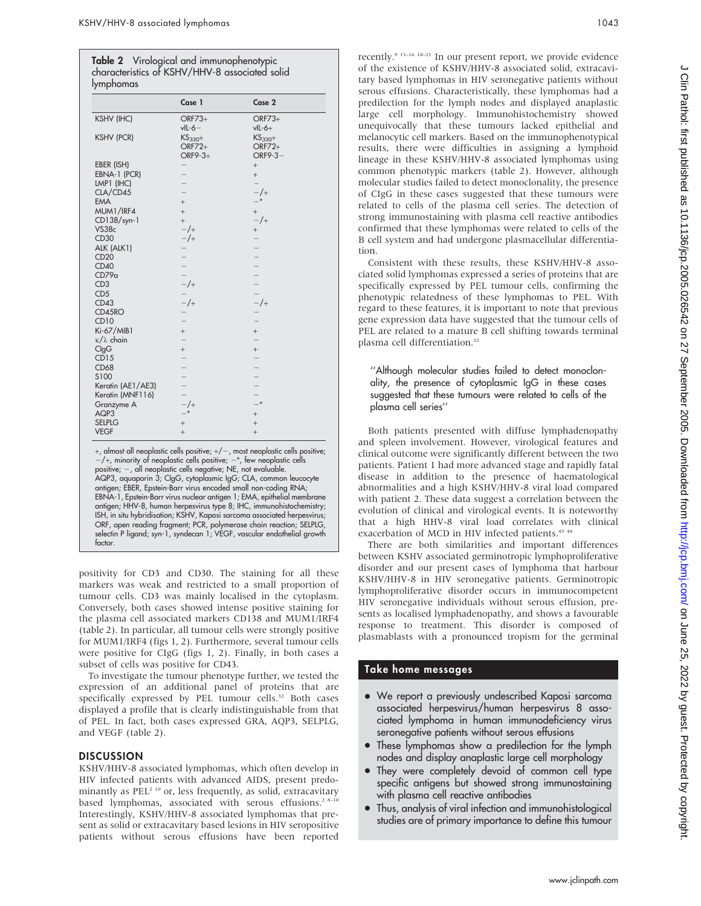**Table 2** Virological and immunophenotypic characteristics of KSHV/HHV-8 associated solid lymphomas

| | Case 1 | Case 2 |
|---|---|---|
| KSHV (IHC) | ORF73+ vIL-6− | ORF73+ vIL-6+ |
| KSHV (PCR) | $KS_{330}$+ ORF72+ ORF9-3+ | $KS_{330}$+ ORF72+ ORF9-3− |
| EBER (ISH) | − | + |
| EBNA-1 (PCR) | − | + |
| LMP1 (IHC) | − | − |
| CLA/CD45 | − | −/+ |
| EMA | + | −* |
| MUM1/IRF4 | + | + |
| CD138/syn-1 | + | −/+ |
| VS38c | −/+ | + |
| CD30 | −/+ | − |
| ALK (ALK1) | − | − |
| CD20 | − | − |
| CD40 | − | − |
| CD79a | − | − |
| CD3 | −/+ | − |
| CD5 | − | − |
| CD43 | −/+ | −/+ |
| CD45RO | − | − |
| CD10 | − | − |
| Ki-67/MIB1 | + | + |
| κ/λ chain | − | − |
| CIgG | + | + |
| CD15 | − | − |
| CD68 | − | − |
| S100 | − | − |
| Keratin (AE1/AE3) | − | − |
| Keratin (MNF116) | − | − |
| Granzyme A | −/+ | −* |
| AQP3 | −* | + |
| SELPLG | + | + |
| VEGF | + | + |

+, almost all neoplastic cells positive; +/−, most neoplastic cells positive; −/+, minority of neoplastic cells positive; −*, few neoplastic cells positive; −, all neoplastic cells negative; NE, not evaluable.
AQP3, aquaporin 3; CIgG, cytoplasmic IgG; CLA, common leucocyte antigen; EBER, Epstein-Barr virus encoded small non-coding RNA; EBNA-1, Epstein-Barr virus nuclear antigen 1; EMA, epithelial membrane antigen; HHV-8, human herpesvirus type 8; IHC, immunohistochemistry; ISH, in situ hybridisation; KSHV, Kaposi sarcoma associated herpesvirus; ORF, open reading fragment; PCR, polymerase chain reaction; SELPLG, selectin P ligand; syn-1, syndecan 1; VEGF, vascular endothelial growth factor.

positivity for CD3 and CD30. The staining for all these markers was weak and restricted to a small proportion of tumour cells. CD3 was mainly localised in the cytoplasm. Conversely, both cases showed intense positive staining for the plasma cell associated markers CD138 and MUM1/IRF4 (table 2). In particular, all tumour cells were strongly positive for MUM1/IRF4 (figs 1, 2). Furthermore, several tumour cells were positive for CIgG (figs 1, 2). Finally, in both cases a subset of cells was positive for CD43.

To investigate the tumour phenotype further, we tested the expression of an additional panel of proteins that are specifically expressed by PEL tumour cells.[32] Both cases displayed a profile that is clearly indistinguishable from that of PEL. In fact, both cases expressed GRA, AQP3, SELPLG, and VEGF (table 2).

## DISCUSSION

KSHV/HHV-8 associated lymphomas, which often develop in HIV infected patients with advanced AIDS, present predominantly as PEL[2 10] or, less frequently, as solid, extracavitary based lymphomas, associated with serous effusions.[2 8–10] Interestingly, KSHV/HHV-8 associated lymphomas that present as solid or extracavitary based lesions in HIV seropositive patients without serous effusions have been reported recently.[9 13–16 18–21] In our present report, we provide evidence of the existence of KSHV/HHV-8 associated solid, extracavitary based lymphomas in HIV seronegative patients without serous effusions. Characteristically, these lymphomas had a predilection for the lymph nodes and displayed anaplastic large cell morphology. Immunohistochemistry showed unequivocally that these tumours lacked epithelial and melanocytic cell markers. Based on the immunophenotypical results, there were difficulties in assigning a lymphoid lineage in these KSHV/HHV-8 associated lymphomas using common phenotypic markers (table 2). However, although molecular studies failed to detect monoclonality, the presence of CIgG in these cases suggested that these tumours were related to cells of the plasma cell series. The detection of strong immunostaining with plasma cell reactive antibodies confirmed that these lymphomas were related to cells of the B cell system and had undergone plasmacellular differentiation.

Consistent with these results, these KSHV/HHV-8 associated solid lymphomas expressed a series of proteins that are specifically expressed by PEL tumour cells, confirming the phenotypic relatedness of these lymphomas to PEL. With regard to these features, it is important to note that previous gene expression data have suggested that the tumour cells of PEL are related to a mature B cell shifting towards terminal plasma cell differentiation.[32]

> "Although molecular studies failed to detect monoclonality, the presence of cytoplasmic IgG in these cases suggested that these tumours were related to cells of the plasma cell series"

Both patients presented with diffuse lymphadenopathy and spleen involvement. However, virological features and clinical outcome were significantly different between the two patients. Patient 1 had more advanced stage and rapidly fatal disease in addition to the presence of haematological abnormalities and a high KSHV/HHV-8 viral load compared with patient 2. These data suggest a correlation between the evolution of clinical and virological events. It is noteworthy that a high HHV-8 viral load correlates with clinical exacerbation of MCD in HIV infected patients.[43 44]

There are both similarities and important differences between KSHV associated germinotropic lymphoproliferative disorder and our present cases of lymphoma that harbour KSHV/HHV-8 in HIV seronegative patients. Germinotropic lymphoproliferative disorder occurs in immunocompetent HIV seronegative individuals without serous effusion, presents as localised lymphadenopathy, and shows a favourable response to treatment. This disorder is composed of plasmablasts with a pronounced tropism for the germinal

### Take home messages

- We report a previously undescribed Kaposi sarcoma associated herpesvirus/human herpesvirus 8 associated lymphoma in human immunodeficiency virus seronegative patients without serous effusions
- These lymphomas show a predilection for the lymph nodes and display anaplastic large cell morphology
- They were completely devoid of common cell type specific antigens but showed strong immunostaining with plasma cell reactive antibodies
- Thus, analysis of viral infection and immunohistological studies are of primary importance to define this tumour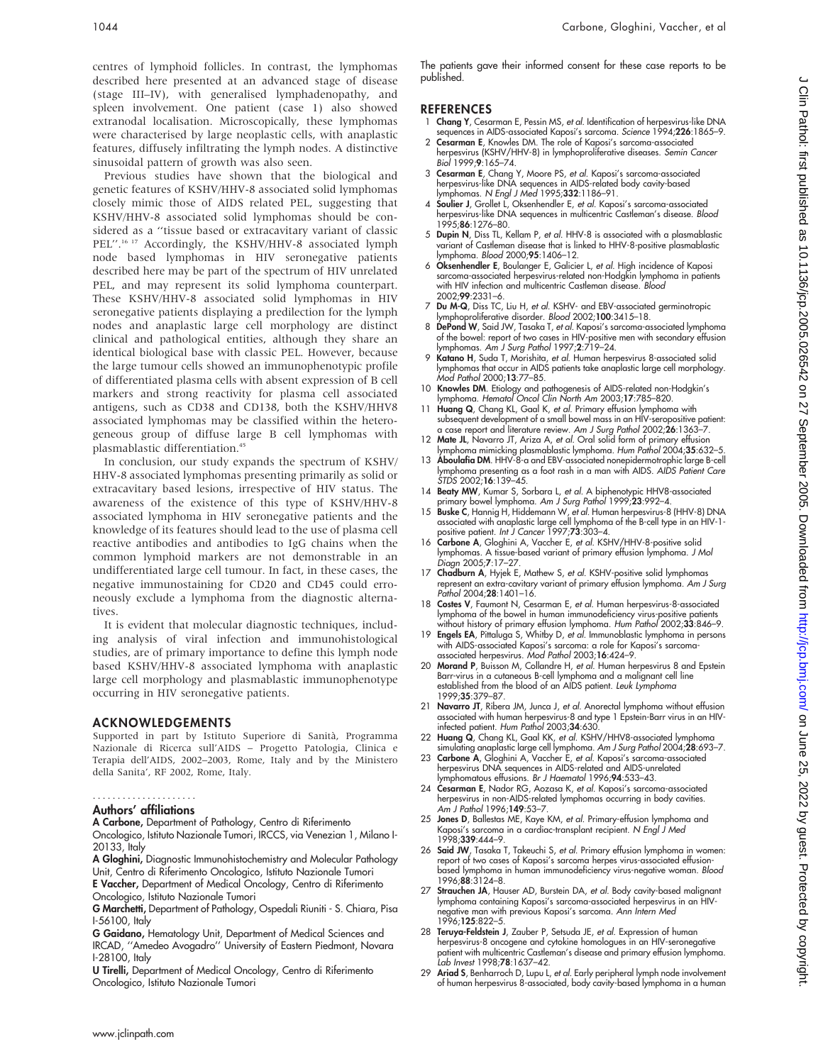centres of lymphoid follicles. In contrast, the lymphomas described here presented at an advanced stage of disease (stage III–IV), with generalised lymphadenopathy, and spleen involvement. One patient (case 1) also showed extranodal localisation. Microscopically, these lymphomas were characterised by large neoplastic cells, with anaplastic features, diffusely infiltrating the lymph nodes. A distinctive sinusoidal pattern of growth was also seen.

Previous studies have shown that the biological and genetic features of KSHV/HHV-8 associated solid lymphomas closely mimic those of AIDS related PEL, suggesting that KSHV/HHV-8 associated solid lymphomas should be considered as a "tissue based or extracavitary variant of classic PEL".[16 17] Accordingly, the KSHV/HHV-8 associated lymph node based lymphomas in HIV seronegative patients described here may be part of the spectrum of HIV unrelated PEL, and may represent its solid lymphoma counterpart. These KSHV/HHV-8 associated solid lymphomas in HIV seronegative patients displaying a predilection for the lymph nodes and anaplastic large cell morphology are distinct clinical and pathological entities, although they share an identical biological base with classic PEL. However, because the large tumour cells showed an immunophenotypic profile of differentiated plasma cells with absent expression of B cell markers and strong reactivity for plasma cell associated antigens, such as CD38 and CD138, both the KSHV/HHV8 associated lymphomas may be classified within the heterogeneous group of diffuse large B cell lymphomas with plasmablastic differentiation.[45]

In conclusion, our study expands the spectrum of KSHV/HHV-8 associated lymphomas presenting primarily as solid or extracavitary based lesions, irrespective of HIV status. The awareness of the existence of this type of KSHV/HHV-8 associated lymphoma in HIV seronegative patients and the knowledge of its features should lead to the use of plasma cell reactive antibodies and antibodies to IgG chains when the common lymphoid markers are not demonstrable in an undifferentiated large cell tumour. In fact, in these cases, the negative immunostaining for CD20 and CD45 could erroneously exclude a lymphoma from the diagnostic alternatives.

It is evident that molecular diagnostic techniques, including analysis of viral infection and immunohistological studies, are of primary importance to define this lymph node based KSHV/HHV-8 associated lymphoma with anaplastic large cell morphology and plasmablastic immunophenotype occurring in HIV seronegative patients.

## ACKNOWLEDGEMENTS

Supported in part by Istituto Superiore di Sanità, Programma Nazionale di Ricerca sull'AIDS – Progetto Patologia, Clinica e Terapia dell'AIDS, 2002–2003, Rome, Italy and by the Ministero della Sanita', RF 2002, Rome, Italy.

### Authors' affiliations

**A Carbone,** Department of Pathology, Centro di Riferimento Oncologico, Istituto Nazionale Tumori, IRCCS, via Venezian 1, Milano I-20133, Italy

**A Gloghini,** Diagnostic Immunohistochemistry and Molecular Pathology Unit, Centro di Riferimento Oncologico, Istituto Nazionale Tumori

**E Vaccher,** Department of Medical Oncology, Centro di Riferimento Oncologico, Istituto Nazionale Tumori

**G Marchetti,** Department of Pathology, Ospedali Riuniti - S. Chiara, Pisa I-56100, Italy

**G Gaidano,** Hematology Unit, Department of Medical Sciences and IRCAD, "Amedeo Avogadro" University of Eastern Piedmont, Novara I-28100, Italy

**U Tirelli,** Department of Medical Oncology, Centro di Riferimento Oncologico, Istituto Nazionale Tumori

The patients gave their informed consent for these case reports to be published.

## REFERENCES

1. **Chang Y**, Cesarman E, Pessin MS, *et al*. Identification of herpesvirus-like DNA sequences in AIDS-associated Kaposi's sarcoma. *Science* 1994;**226**:1865–9.
2. **Cesarman E**, Knowles DM. The role of Kaposi's sarcoma-associated herpesvirus (KSHV/HHV-8) in lymphoproliferative diseases. *Semin Cancer Biol* 1999;**9**:165–74.
3. **Cesarman E**, Chang Y, Moore PS, *et al*. Kaposi's sarcoma-associated herpesvirus-like DNA sequences in AIDS-related body cavity-based lymphomas. *N Engl J Med* 1995;**332**:1186–91.
4. **Soulier J**, Grollet L, Oksenhendler E, *et al*. Kaposi's sarcoma-associated herpesvirus-like DNA sequences in multicentric Castleman's disease. *Blood* 1995;**86**:1276–80.
5. **Dupin N**, Diss TL, Kellam P, *et al*. HHV-8 is associated with a plasmablastic variant of Castleman disease that is linked to HHV-8-positive plasmablastic lymphoma. *Blood* 2000;**95**:1406–12.
6. **Oksenhendler E**, Boulanger E, Galicier L, *et al*. High incidence of Kaposi sarcoma-associated herpesvirus-related non-Hodgkin lymphoma in patients with HIV infection and multicentric Castleman disease. *Blood* 2002;**99**:2331–6.
7. **Du M-Q**, Diss TC, Liu H, *et al*. KSHV- and EBV-associated germinotropic lymphoproliferative disorder. *Blood* 2002;**100**:3415–18.
8. **DePond W**, Said JW, Tasaka T, *et al*. Kaposi's sarcoma-associated lymphoma of the bowel: report of two cases in HIV-positive men with secondary effusion lymphomas. *Am J Surg Pathol* 1997;**2**:719–24.
9. **Katano H**, Suda T, Morishita, *et al*. Human herpesvirus 8-associated solid lymphomas that occur in AIDS patients take anaplastic large cell morphology. *Mod Pathol* 2000;**13**:77–85.
10. **Knowles DM**. Etiology and pathogenesis of AIDS-related non-Hodgkin's lymphoma. *Hematol Oncol Clin North Am* 2003;**17**:785–820.
11. **Huang Q**, Chang KL, Gaal K, *et al*. Primary effusion lymphoma with subsequent development of a small bowel mass in an HIV-seropositive patient: a case report and literature review. *Am J Surg Pathol* 2002;**26**:1363–7.
12. **Mate JL**, Navarro JT, Ariza A, *et al*. Oral solid form of primary effusion lymphoma mimicking plasmablastic lymphoma. *Hum Pathol* 2004;**35**:632–5.
13. **Aboulafia DM**. HHV-8-a and EBV-associated nonepidermotrophic large B-cell lymphoma presenting as a foot rash in a man with AIDS. *AIDS Patient Care STDS* 2002;**16**:139–45.
14. **Beaty MW**, Kumar S, Sorbara L, *et al*. A biphenotypic HHV8-associated primary bowel lymphoma. *Am J Surg Pathol* 1999;**23**:992–4.
15. **Buske C**, Hannig H, Hiddemann W, *et al*. Human herpesvirus-8 (HHV-8) DNA associated with anaplastic large cell lymphoma of the B-cell type in an HIV-1-positive patient. *Int J Cancer* 1997;**73**:303–4.
16. **Carbone A**, Gloghini A, Vaccher E, *et al*. KSHV/HHV-8-positive solid lymphomas. A tissue-based variant of primary effusion lymphoma. *J Mol Diagn* 2005;**7**:17–27.
17. **Chadburn A**, Hyjek E, Mathew S, *et al*. KSHV-positive solid lymphomas represent an extra-cavitary variant of primary effusion lymphoma. *Am J Surg Pathol* 2004;**28**:1401–16.
18. **Costes V**, Faumont N, Cesarman E, *et al*. Human herpesvirus-8-associated lymphoma of the bowel in human immunodeficiency virus-positive patients without history of primary effusion lymphoma. *Hum Pathol* 2002;**33**:846–9.
19. **Engels EA**, Pittaluga S, Whitby D, *et al*. Immunoblastic lymphoma in persons with AIDS-associated Kaposi's sarcoma: a role for Kaposi's sarcoma-associated herpesvirus. *Mod Pathol* 2003;**16**:424–9.
20. **Morand P**, Buisson M, Collandre H, *et al*. Human herpesvirus 8 and Epstein Barr-virus in a cutaneous B-cell lymphoma and a malignant cell line established from the blood of an AIDS patient. *Leuk Lymphoma* 1999;**35**:379–87.
21. **Navarro JT**, Ribera JM, Junca J, *et al*. Anorectal lymphoma without effusion associated with human herpesvirus-8 and type 1 Epstein-Barr virus in an HIV-infected patient. *Hum Pathol* 2003;**34**:630.
22. **Huang Q**, Chang KL, Gaal KK, *et al*. KSHV/HHV8-associated lymphoma simulating anaplastic large cell lymphoma. *Am J Surg Pathol* 2004;**28**:693–7.
23. **Carbone A**, Gloghini A, Vaccher E, *et al*. Kaposi's sarcoma-associated herpesvirus DNA sequences in AIDS-related and AIDS-unrelated lymphomatous effusions. *Br J Haematol* 1996;**94**:533–43.
24. **Cesarman E**, Nador RG, Aozasa K, *et al*. Kaposi's sarcoma-associated herpesvirus in non-AIDS-related lymphomas occurring in body cavities. *Am J Pathol* 1996;**149**:53–7.
25. **Jones D**, Ballestas ME, Kaye KM, *et al*. Primary-effusion lymphoma and Kaposi's sarcoma in a cardiac-transplant recipient. *N Engl J Med* 1998;**339**:444–9.
26. **Said JW**, Tasaka T, Takeuchi S, *et al*. Primary effusion lymphoma in women: report of two cases of Kaposi's sarcoma herpes virus-associated effusion-based lymphoma in human immunodeficiency virus-negative woman. *Blood* 1996;**88**:3124–8.
27. **Strauchen JA**, Hauser AD, Burstein DA, *et al*. Body cavity-based malignant lymphoma containing Kaposi's sarcoma-associated herpesvirus in an HIV-negative man with previous Kaposi's sarcoma. *Ann Intern Med* 1996;**125**:822–5.
28. **Teruya-Feldstein J**, Zauber P, Setsuda JE, *et al*. Expression of human herpesvirus-8 oncogene and cytokine homologues in an HIV-seronegative patient with multicentric Castleman's disease and primary effusion lymphoma. *Lab Invest* 1998;**78**:1637–42.
29. **Ariad S**, Benharroch D, Lupu L, *et al*. Early peripheral lymph node involvement of human herpesvirus 8-associated, body cavity-based lymphoma in a human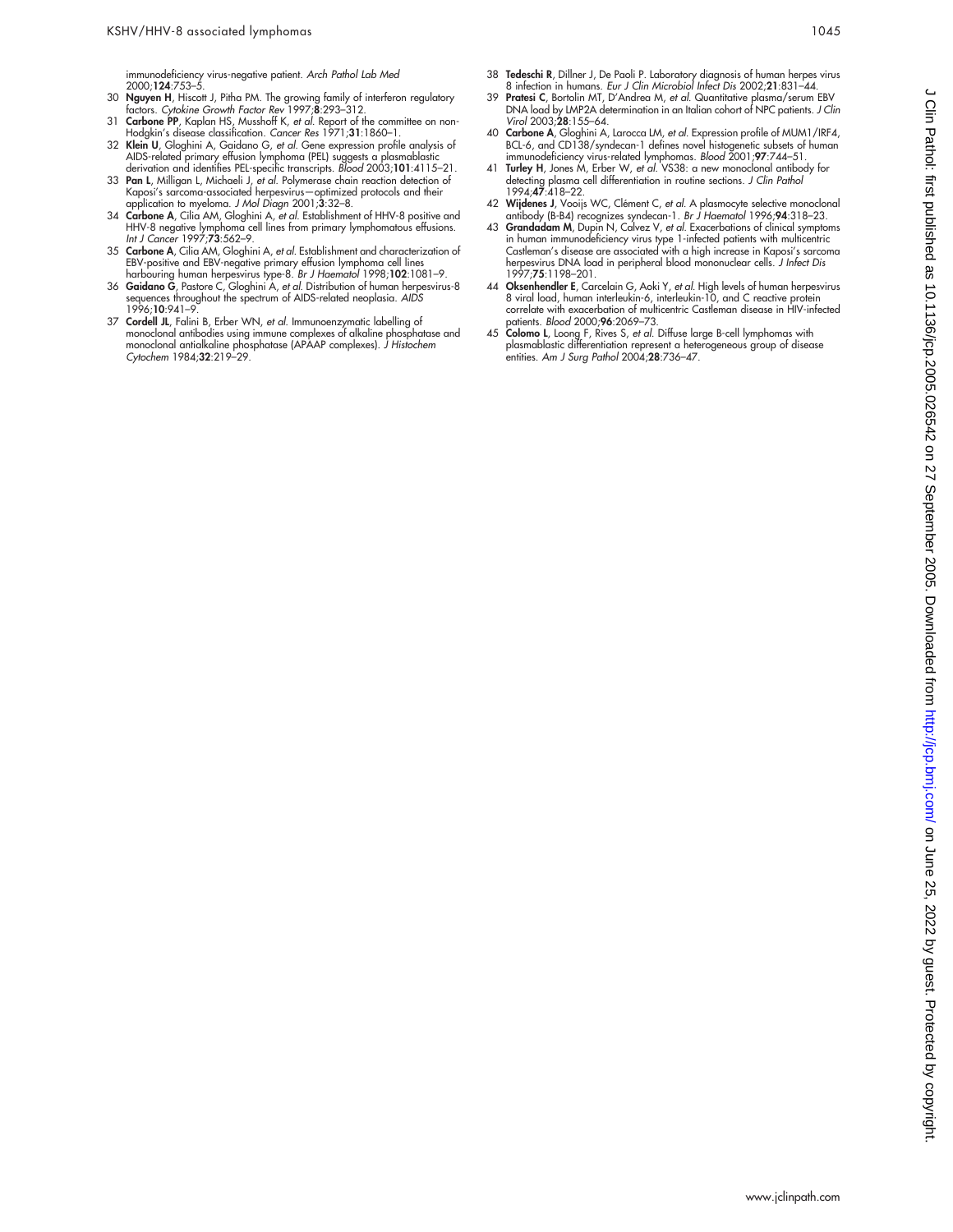immunodeficiency virus-negative patient. *Arch Pathol Lab Med* 2000;**124**:753–5.

30 **Nguyen H**, Hiscott J, Pitha PM. The growing family of interferon regulatory factors. *Cytokine Growth Factor Rev* 1997;**8**:293–312.

31 **Carbone PP**, Kaplan HS, Musshoff K, *et al*. Report of the committee on non-Hodgkin's disease classification. *Cancer Res* 1971;**31**:1860–1.

32 **Klein U**, Gloghini A, Gaidano G, *et al*. Gene expression profile analysis of AIDS-related primary effusion lymphoma (PEL) suggests a plasmablastic derivation and identifies PEL-specific transcripts. *Blood* 2003;**101**:4115–21.

33 **Pan L**, Milligan L, Michaeli J, *et al*. Polymerase chain reaction detection of Kaposi's sarcoma-associated herpesvirus—optimized protocols and their application to myeloma. *J Mol Diagn* 2001;**3**:32–8.

34 **Carbone A**, Cilia AM, Gloghini A, *et al*. Establishment of HHV-8 positive and HHV-8 negative lymphoma cell lines from primary lymphomatous effusions. *Int J Cancer* 1997;**73**:562–9.

35 **Carbone A**, Cilia AM, Gloghini A, *et al*. Establishment and characterization of EBV-positive and EBV-negative primary effusion lymphoma cell lines harbouring human herpesvirus type-8. *Br J Haematol* 1998;**102**:1081–9.

36 **Gaidano G**, Pastore C, Gloghini A, *et al*. Distribution of human herpesvirus-8 sequences throughout the spectrum of AIDS-related neoplasia. *AIDS* 1996;**10**:941–9.

37 **Cordell JL**, Falini B, Erber WN, *et al*. Immunoenzymatic labelling of monoclonal antibodies using immune complexes of alkaline phosphatase and monoclonal antialkaline phosphatase (APAAP complexes). *J Histochem Cytochem* 1984;**32**:219–29.

38 **Tedeschi R**, Dillner J, De Paoli P. Laboratory diagnosis of human herpes virus 8 infection in humans. *Eur J Clin Microbiol Infect Dis* 2002;**21**:831–44.

39 **Pratesi C**, Bortolin MT, D'Andrea M, *et al*. Quantitative plasma/serum EBV DNA load by LMP2A determination in an Italian cohort of NPC patients. *J Clin Virol* 2003;**28**:155–64.

40 **Carbone A**, Gloghini A, Larocca LM, *et al*. Expression profile of MUM1/IRF4, BCL-6, and CD138/syndecan-1 defines novel histogenetic subsets of human immunodeficiency virus-related lymphomas. *Blood* 2001;**97**:744–51.

41 **Turley H**, Jones M, Erber W, *et al*. VS38: a new monoclonal antibody for detecting plasma cell differentiation in routine sections. *J Clin Pathol* 1994;**47**:418–22.

42 **Wijdenes J**, Vooijs WC, Clément C, *et al*. A plasmocyte selective monoclonal antibody (B-B4) recognizes syndecan-1. *Br J Haematol* 1996;**94**:318–23.

43 **Grandadam M**, Dupin N, Calvez V, *et al*. Exacerbations of clinical symptoms in human immunodeficiency virus type 1-infected patients with multicentric Castleman's disease are associated with a high increase in Kaposi's sarcoma herpesvirus DNA load in peripheral blood mononuclear cells. *J Infect Dis* 1997;**75**:1198–201.

44 **Oksenhendler E**, Carcelain G, Aoki Y, *et al*. High levels of human herpesvirus 8 viral load, human interleukin-6, interleukin-10, and C reactive protein correlate with exacerbation of multicentric Castleman disease in HIV-infected patients. *Blood* 2000;**96**:2069–73.

45 **Colomo L**, Loong F, Rives S, *et al*. Diffuse large B-cell lymphomas with plasmablastic differentiation represent a heterogeneous group of disease entities. *Am J Surg Pathol* 2004;**28**:736–47.